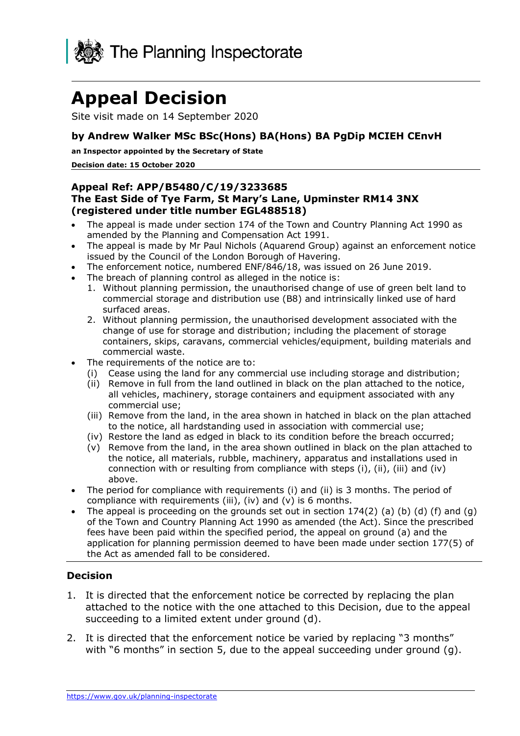The Planning Inspectorate

# Appeal Decision

Site visit made on 14 September 2020

### by Andrew Walker MSc BSc(Hons) BA(Hons) BA PgDip MCIEH CEnvH

**an Inspector appointed by the Secretary of State**

**Decision date: 15 October 2020**

### Appeal Ref: APP/B5480/C/19/3233685
### The East Side of Tye Farm, St Mary's Lane, Upminster RM14 3NX (registered under title number EGL488518)

- The appeal is made under section 174 of the Town and Country Planning Act 1990 as amended by the Planning and Compensation Act 1991.
- The appeal is made by Mr Paul Nichols (Aquarend Group) against an enforcement notice issued by the Council of the London Borough of Havering.
- The enforcement notice, numbered ENF/846/18, was issued on 26 June 2019.
- The breach of planning control as alleged in the notice is:
  1. Without planning permission, the unauthorised change of use of green belt land to commercial storage and distribution use (B8) and intrinsically linked use of hard surfaced areas.
  2. Without planning permission, the unauthorised development associated with the change of use for storage and distribution; including the placement of storage containers, skips, caravans, commercial vehicles/equipment, building materials and commercial waste.
- The requirements of the notice are to:
  - (i) Cease using the land for any commercial use including storage and distribution;
  - (ii) Remove in full from the land outlined in black on the plan attached to the notice, all vehicles, machinery, storage containers and equipment associated with any commercial use;
  - (iii) Remove from the land, in the area shown in hatched in black on the plan attached to the notice, all hardstanding used in association with commercial use;
  - (iv) Restore the land as edged in black to its condition before the breach occurred;
  - (v) Remove from the land, in the area shown outlined in black on the plan attached to the notice, all materials, rubble, machinery, apparatus and installations used in connection with or resulting from compliance with steps (i), (ii), (iii) and (iv) above.
- The period for compliance with requirements (i) and (ii) is 3 months. The period of compliance with requirements (iii), (iv) and (v) is 6 months.
- The appeal is proceeding on the grounds set out in section 174(2) (a) (b) (d) (f) and (g) of the Town and Country Planning Act 1990 as amended (the Act). Since the prescribed fees have been paid within the specified period, the appeal on ground (a) and the application for planning permission deemed to have been made under section 177(5) of the Act as amended fall to be considered.

### Decision

1. It is directed that the enforcement notice be corrected by replacing the plan attached to the notice with the one attached to this Decision, due to the appeal succeeding to a limited extent under ground (d).
2. It is directed that the enforcement notice be varied by replacing "3 months" with "6 months" in section 5, due to the appeal succeeding under ground (g).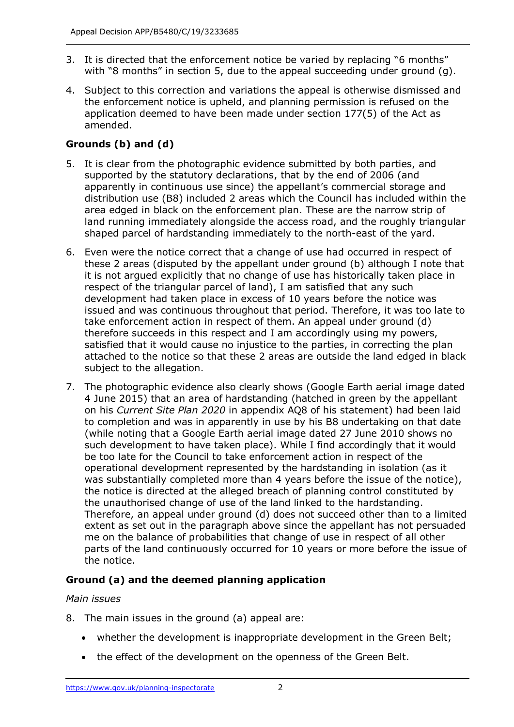3. It is directed that the enforcement notice be varied by replacing "6 months" with "8 months" in section 5, due to the appeal succeeding under ground (g).

4. Subject to this correction and variations the appeal is otherwise dismissed and the enforcement notice is upheld, and planning permission is refused on the application deemed to have been made under section 177(5) of the Act as amended.

**Grounds (b) and (d)**

5. It is clear from the photographic evidence submitted by both parties, and supported by the statutory declarations, that by the end of 2006 (and apparently in continuous use since) the appellant's commercial storage and distribution use (B8) included 2 areas which the Council has included within the area edged in black on the enforcement plan. These are the narrow strip of land running immediately alongside the access road, and the roughly triangular shaped parcel of hardstanding immediately to the north-east of the yard.

6. Even were the notice correct that a change of use had occurred in respect of these 2 areas (disputed by the appellant under ground (b) although I note that it is not argued explicitly that no change of use has historically taken place in respect of the triangular parcel of land), I am satisfied that any such development had taken place in excess of 10 years before the notice was issued and was continuous throughout that period. Therefore, it was too late to take enforcement action in respect of them. An appeal under ground (d) therefore succeeds in this respect and I am accordingly using my powers, satisfied that it would cause no injustice to the parties, in correcting the plan attached to the notice so that these 2 areas are outside the land edged in black subject to the allegation.

7. The photographic evidence also clearly shows (Google Earth aerial image dated 4 June 2015) that an area of hardstanding (hatched in green by the appellant on his *Current Site Plan 2020* in appendix AQ8 of his statement) had been laid to completion and was in apparently in use by his B8 undertaking on that date (while noting that a Google Earth aerial image dated 27 June 2010 shows no such development to have taken place). While I find accordingly that it would be too late for the Council to take enforcement action in respect of the operational development represented by the hardstanding in isolation (as it was substantially completed more than 4 years before the issue of the notice), the notice is directed at the alleged breach of planning control constituted by the unauthorised change of use of the land linked to the hardstanding. Therefore, an appeal under ground (d) does not succeed other than to a limited extent as set out in the paragraph above since the appellant has not persuaded me on the balance of probabilities that change of use in respect of all other parts of the land continuously occurred for 10 years or more before the issue of the notice.

**Ground (a) and the deemed planning application**

*Main issues*

8. The main issues in the ground (a) appeal are:

   - whether the development is inappropriate development in the Green Belt;
   - the effect of the development on the openness of the Green Belt.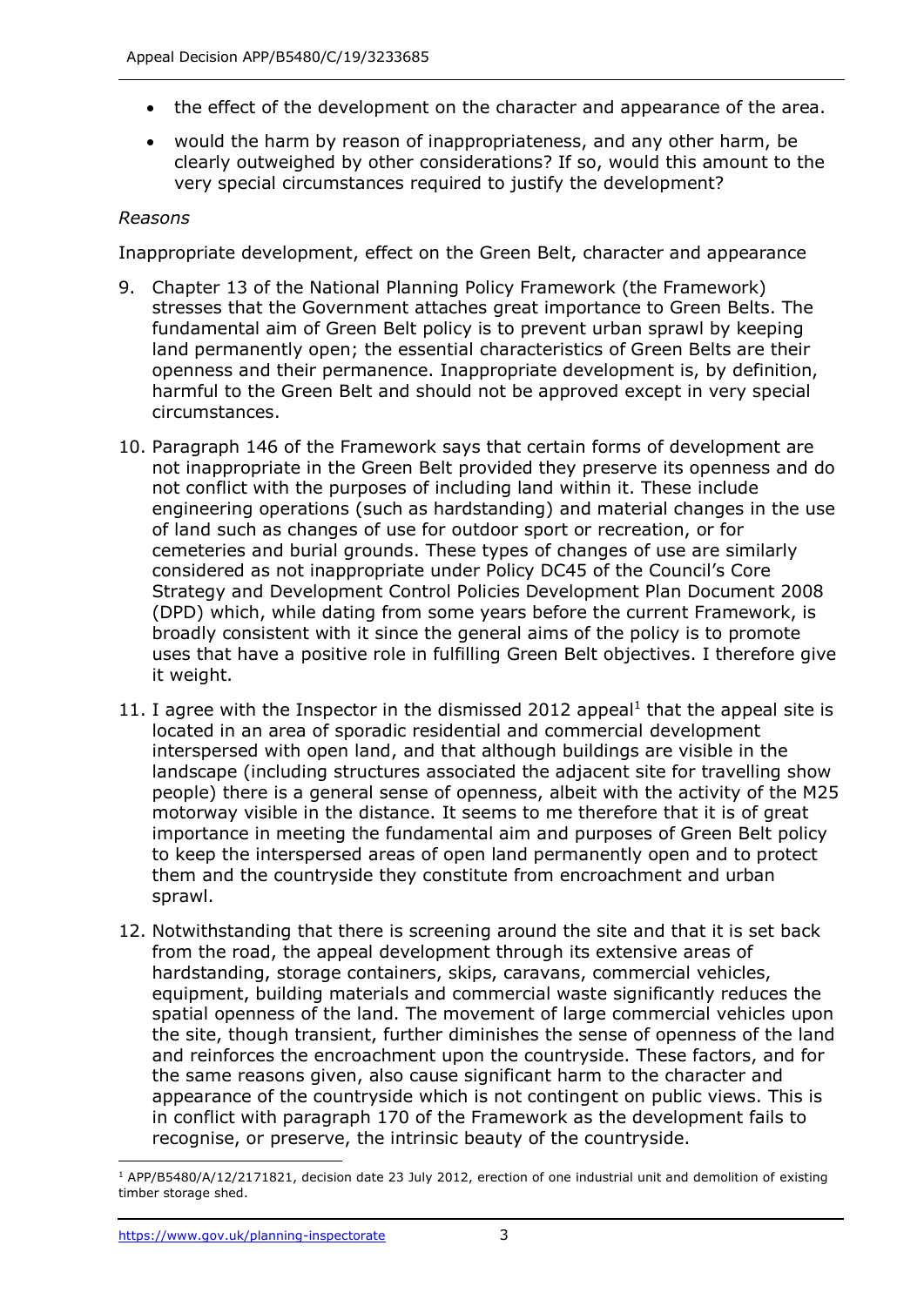- the effect of the development on the character and appearance of the area.
- would the harm by reason of inappropriateness, and any other harm, be clearly outweighed by other considerations? If so, would this amount to the very special circumstances required to justify the development?

*Reasons*

Inappropriate development, effect on the Green Belt, character and appearance

9. Chapter 13 of the National Planning Policy Framework (the Framework) stresses that the Government attaches great importance to Green Belts. The fundamental aim of Green Belt policy is to prevent urban sprawl by keeping land permanently open; the essential characteristics of Green Belts are their openness and their permanence. Inappropriate development is, by definition, harmful to the Green Belt and should not be approved except in very special circumstances.

10. Paragraph 146 of the Framework says that certain forms of development are not inappropriate in the Green Belt provided they preserve its openness and do not conflict with the purposes of including land within it. These include engineering operations (such as hardstanding) and material changes in the use of land such as changes of use for outdoor sport or recreation, or for cemeteries and burial grounds. These types of changes of use are similarly considered as not inappropriate under Policy DC45 of the Council's Core Strategy and Development Control Policies Development Plan Document 2008 (DPD) which, while dating from some years before the current Framework, is broadly consistent with it since the general aims of the policy is to promote uses that have a positive role in fulfilling Green Belt objectives. I therefore give it weight.

11. I agree with the Inspector in the dismissed 2012 appeal[1] that the appeal site is located in an area of sporadic residential and commercial development interspersed with open land, and that although buildings are visible in the landscape (including structures associated the adjacent site for travelling show people) there is a general sense of openness, albeit with the activity of the M25 motorway visible in the distance. It seems to me therefore that it is of great importance in meeting the fundamental aim and purposes of Green Belt policy to keep the interspersed areas of open land permanently open and to protect them and the countryside they constitute from encroachment and urban sprawl.

12. Notwithstanding that there is screening around the site and that it is set back from the road, the appeal development through its extensive areas of hardstanding, storage containers, skips, caravans, commercial vehicles, equipment, building materials and commercial waste significantly reduces the spatial openness of the land. The movement of large commercial vehicles upon the site, though transient, further diminishes the sense of openness of the land and reinforces the encroachment upon the countryside. These factors, and for the same reasons given, also cause significant harm to the character and appearance of the countryside which is not contingent on public views. This is in conflict with paragraph 170 of the Framework as the development fails to recognise, or preserve, the intrinsic beauty of the countryside.

[1] APP/B5480/A/12/2171821, decision date 23 July 2012, erection of one industrial unit and demolition of existing timber storage shed.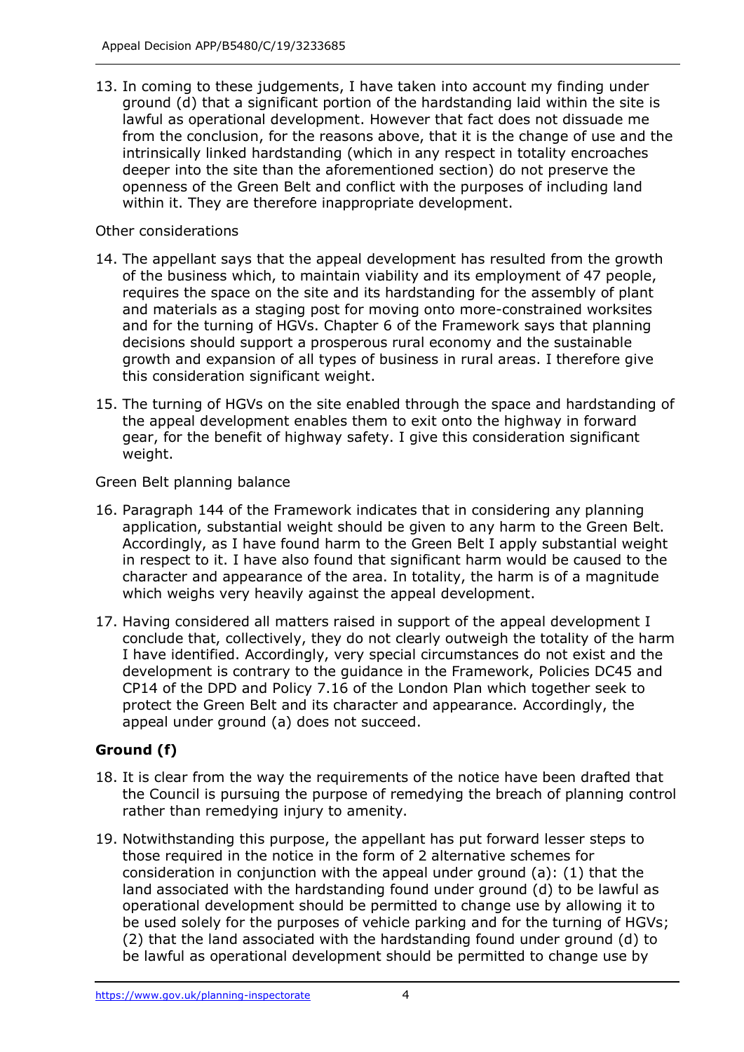13. In coming to these judgements, I have taken into account my finding under ground (d) that a significant portion of the hardstanding laid within the site is lawful as operational development. However that fact does not dissuade me from the conclusion, for the reasons above, that it is the change of use and the intrinsically linked hardstanding (which in any respect in totality encroaches deeper into the site than the aforementioned section) do not preserve the openness of the Green Belt and conflict with the purposes of including land within it. They are therefore inappropriate development.

Other considerations

14. The appellant says that the appeal development has resulted from the growth of the business which, to maintain viability and its employment of 47 people, requires the space on the site and its hardstanding for the assembly of plant and materials as a staging post for moving onto more-constrained worksites and for the turning of HGVs. Chapter 6 of the Framework says that planning decisions should support a prosperous rural economy and the sustainable growth and expansion of all types of business in rural areas. I therefore give this consideration significant weight.

15. The turning of HGVs on the site enabled through the space and hardstanding of the appeal development enables them to exit onto the highway in forward gear, for the benefit of highway safety. I give this consideration significant weight.

Green Belt planning balance

16. Paragraph 144 of the Framework indicates that in considering any planning application, substantial weight should be given to any harm to the Green Belt. Accordingly, as I have found harm to the Green Belt I apply substantial weight in respect to it. I have also found that significant harm would be caused to the character and appearance of the area. In totality, the harm is of a magnitude which weighs very heavily against the appeal development.

17. Having considered all matters raised in support of the appeal development I conclude that, collectively, they do not clearly outweigh the totality of the harm I have identified. Accordingly, very special circumstances do not exist and the development is contrary to the guidance in the Framework, Policies DC45 and CP14 of the DPD and Policy 7.16 of the London Plan which together seek to protect the Green Belt and its character and appearance. Accordingly, the appeal under ground (a) does not succeed.

## Ground (f)

18. It is clear from the way the requirements of the notice have been drafted that the Council is pursuing the purpose of remedying the breach of planning control rather than remedying injury to amenity.

19. Notwithstanding this purpose, the appellant has put forward lesser steps to those required in the notice in the form of 2 alternative schemes for consideration in conjunction with the appeal under ground (a): (1) that the land associated with the hardstanding found under ground (d) to be lawful as operational development should be permitted to change use by allowing it to be used solely for the purposes of vehicle parking and for the turning of HGVs; (2) that the land associated with the hardstanding found under ground (d) to be lawful as operational development should be permitted to change use by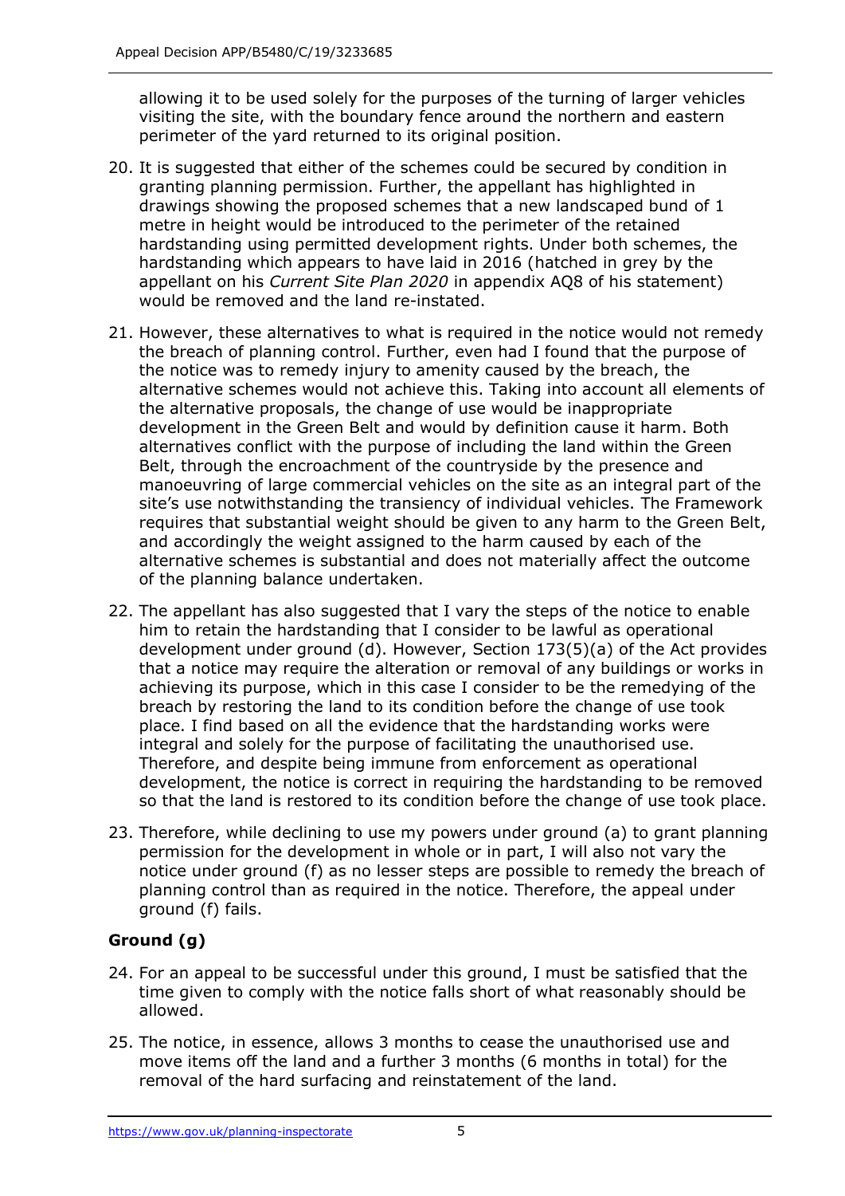allowing it to be used solely for the purposes of the turning of larger vehicles visiting the site, with the boundary fence around the northern and eastern perimeter of the yard returned to its original position.

20. It is suggested that either of the schemes could be secured by condition in granting planning permission. Further, the appellant has highlighted in drawings showing the proposed schemes that a new landscaped bund of 1 metre in height would be introduced to the perimeter of the retained hardstanding using permitted development rights. Under both schemes, the hardstanding which appears to have laid in 2016 (hatched in grey by the appellant on his *Current Site Plan 2020* in appendix AQ8 of his statement) would be removed and the land re-instated.

21. However, these alternatives to what is required in the notice would not remedy the breach of planning control. Further, even had I found that the purpose of the notice was to remedy injury to amenity caused by the breach, the alternative schemes would not achieve this. Taking into account all elements of the alternative proposals, the change of use would be inappropriate development in the Green Belt and would by definition cause it harm. Both alternatives conflict with the purpose of including the land within the Green Belt, through the encroachment of the countryside by the presence and manoeuvring of large commercial vehicles on the site as an integral part of the site's use notwithstanding the transiency of individual vehicles. The Framework requires that substantial weight should be given to any harm to the Green Belt, and accordingly the weight assigned to the harm caused by each of the alternative schemes is substantial and does not materially affect the outcome of the planning balance undertaken.

22. The appellant has also suggested that I vary the steps of the notice to enable him to retain the hardstanding that I consider to be lawful as operational development under ground (d). However, Section 173(5)(a) of the Act provides that a notice may require the alteration or removal of any buildings or works in achieving its purpose, which in this case I consider to be the remedying of the breach by restoring the land to its condition before the change of use took place. I find based on all the evidence that the hardstanding works were integral and solely for the purpose of facilitating the unauthorised use. Therefore, and despite being immune from enforcement as operational development, the notice is correct in requiring the hardstanding to be removed so that the land is restored to its condition before the change of use took place.

23. Therefore, while declining to use my powers under ground (a) to grant planning permission for the development in whole or in part, I will also not vary the notice under ground (f) as no lesser steps are possible to remedy the breach of planning control than as required in the notice. Therefore, the appeal under ground (f) fails.

### Ground (g)

24. For an appeal to be successful under this ground, I must be satisfied that the time given to comply with the notice falls short of what reasonably should be allowed.

25. The notice, in essence, allows 3 months to cease the unauthorised use and move items off the land and a further 3 months (6 months in total) for the removal of the hard surfacing and reinstatement of the land.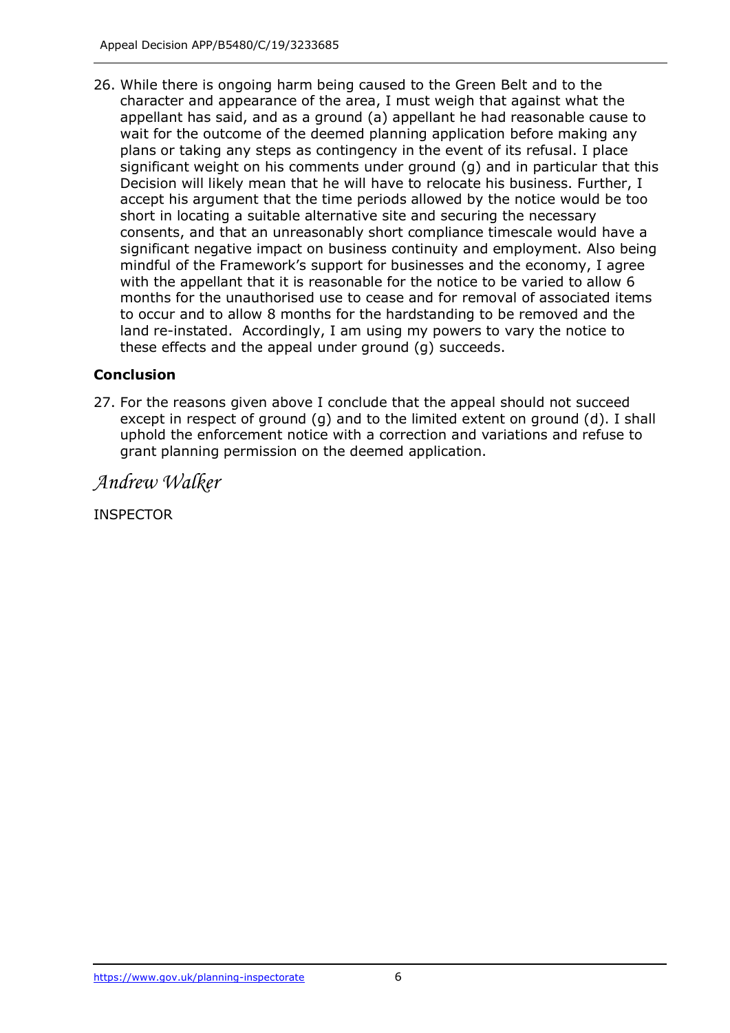26. While there is ongoing harm being caused to the Green Belt and to the character and appearance of the area, I must weigh that against what the appellant has said, and as a ground (a) appellant he had reasonable cause to wait for the outcome of the deemed planning application before making any plans or taking any steps as contingency in the event of its refusal. I place significant weight on his comments under ground (g) and in particular that this Decision will likely mean that he will have to relocate his business. Further, I accept his argument that the time periods allowed by the notice would be too short in locating a suitable alternative site and securing the necessary consents, and that an unreasonably short compliance timescale would have a significant negative impact on business continuity and employment. Also being mindful of the Framework's support for businesses and the economy, I agree with the appellant that it is reasonable for the notice to be varied to allow 6 months for the unauthorised use to cease and for removal of associated items to occur and to allow 8 months for the hardstanding to be removed and the land re-instated. Accordingly, I am using my powers to vary the notice to these effects and the appeal under ground (g) succeeds.

### Conclusion

27. For the reasons given above I conclude that the appeal should not succeed except in respect of ground (g) and to the limited extent on ground (d). I shall uphold the enforcement notice with a correction and variations and refuse to grant planning permission on the deemed application.

*Andrew Walker*

INSPECTOR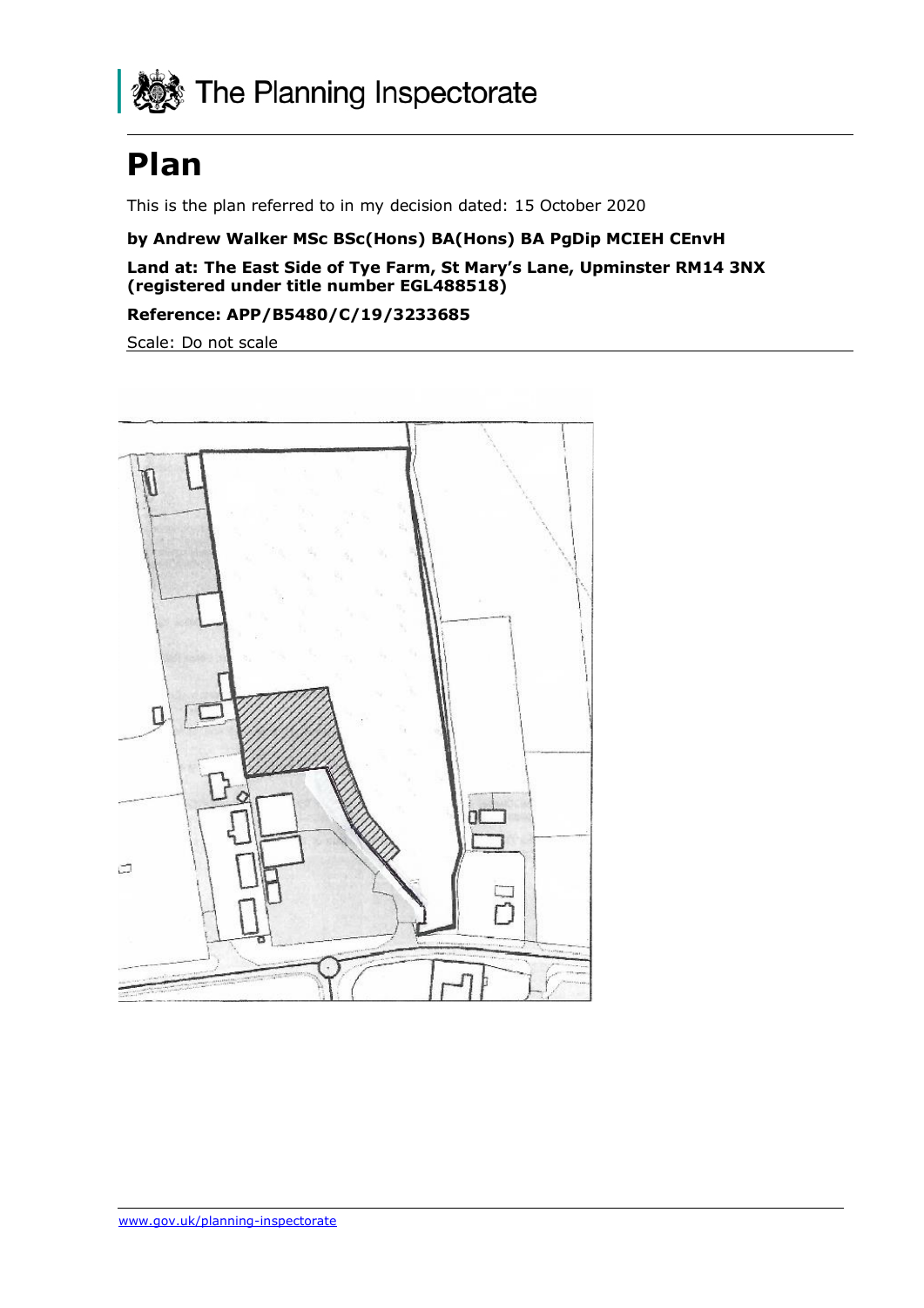# Plan

This is the plan referred to in my decision dated: 15 October 2020

**by Andrew Walker MSc BSc(Hons) BA(Hons) BA PgDip MCIEH CEnvH**

**Land at: The East Side of Tye Farm, St Mary's Lane, Upminster RM14 3NX (registered under title number EGL488518)**

**Reference: APP/B5480/C/19/3233685**

Scale: Do not scale